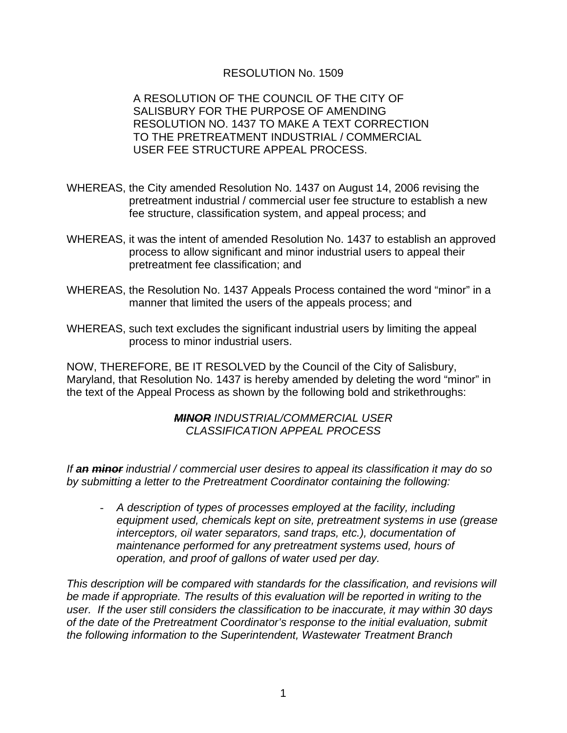RESOLUTION No. 1509

A RESOLUTION OF THE COUNCIL OF THE CITY OF SALISBURY FOR THE PURPOSE OF AMENDING RESOLUTION NO. 1437 TO MAKE A TEXT CORRECTION TO THE PRETREATMENT INDUSTRIAL / COMMERCIAL USER FEE STRUCTURE APPEAL PROCESS.

WHEREAS, the City amended Resolution No. 1437 on August 14, 2006 revising the pretreatment industrial / commercial user fee structure to establish a new fee structure, classification system, and appeal process; and

WHEREAS, it was the intent of amended Resolution No. 1437 to establish an approved process to allow significant and minor industrial users to appeal their pretreatment fee classification; and

WHEREAS, the Resolution No. 1437 Appeals Process contained the word "minor" in a manner that limited the users of the appeals process; and

WHEREAS, such text excludes the significant industrial users by limiting the appeal process to minor industrial users.

NOW, THEREFORE, BE IT RESOLVED by the Council of the City of Salisbury, Maryland, that Resolution No. 1437 is hereby amended by deleting the word "minor" in the text of the Appeal Process as shown by the following bold and strikethroughs:

*~~**MINOR**~~ INDUSTRIAL/COMMERCIAL USER CLASSIFICATION APPEAL PROCESS*

*If **an** ~~**minor**~~ industrial / commercial user desires to appeal its classification it may do so by submitting a letter to the Pretreatment Coordinator containing the following:*

- *A description of types of processes employed at the facility, including equipment used, chemicals kept on site, pretreatment systems in use (grease interceptors, oil water separators, sand traps, etc.), documentation of maintenance performed for any pretreatment systems used, hours of operation, and proof of gallons of water used per day.*

*This description will be compared with standards for the classification, and revisions will be made if appropriate. The results of this evaluation will be reported in writing to the user. If the user still considers the classification to be inaccurate, it may within 30 days of the date of the Pretreatment Coordinator's response to the initial evaluation, submit the following information to the Superintendent, Wastewater Treatment Branch*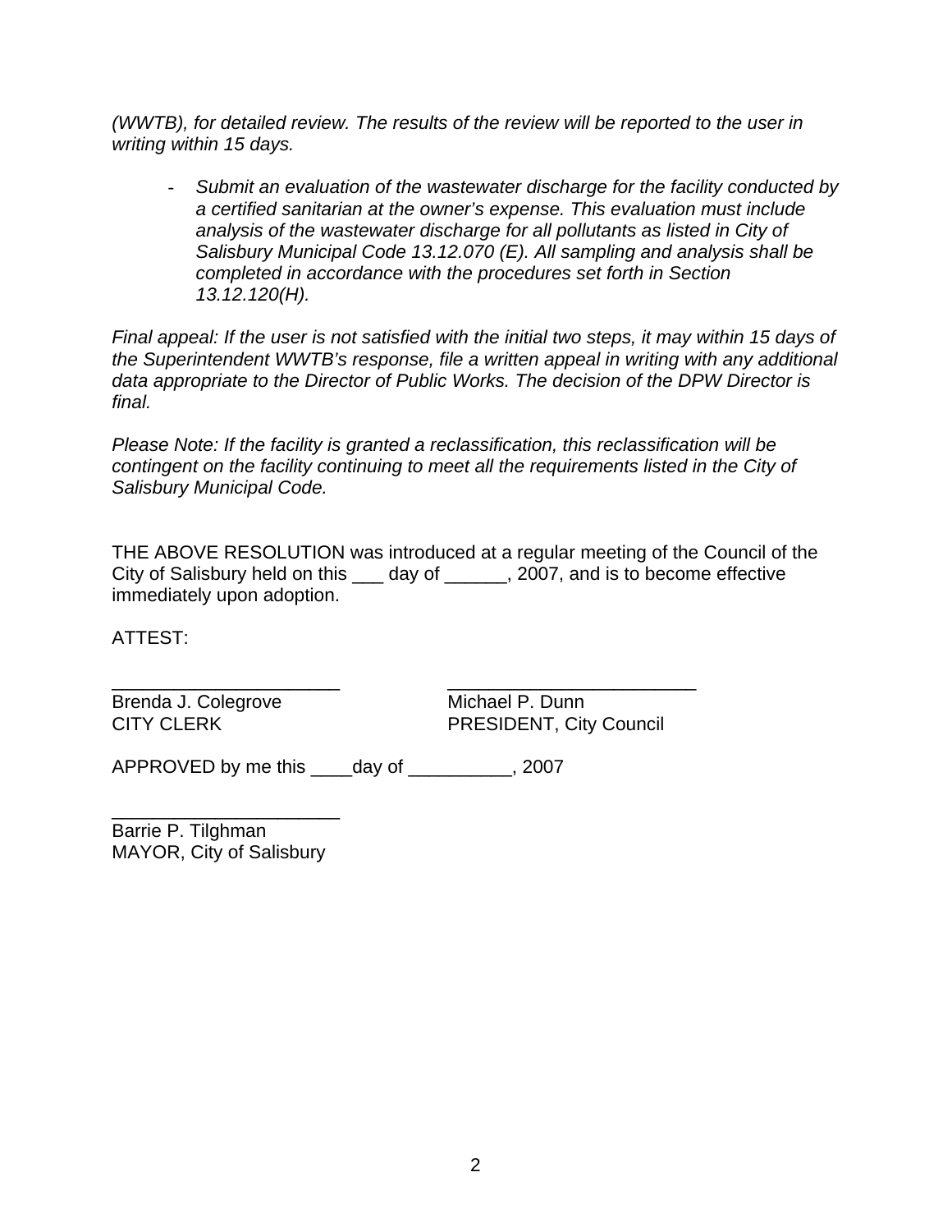*(WWTB), for detailed review. The results of the review will be reported to the user in writing within 15 days.*

- *Submit an evaluation of the wastewater discharge for the facility conducted by a certified sanitarian at the owner's expense. This evaluation must include analysis of the wastewater discharge for all pollutants as listed in City of Salisbury Municipal Code 13.12.070 (E). All sampling and analysis shall be completed in accordance with the procedures set forth in Section 13.12.120(H).*

*Final appeal: If the user is not satisfied with the initial two steps, it may within 15 days of the Superintendent WWTB's response, file a written appeal in writing with any additional data appropriate to the Director of Public Works. The decision of the DPW Director is final.*

*Please Note: If the facility is granted a reclassification, this reclassification will be contingent on the facility continuing to meet all the requirements listed in the City of Salisbury Municipal Code.*

THE ABOVE RESOLUTION was introduced at a regular meeting of the Council of the City of Salisbury held on this ___ day of ______, 2007, and is to become effective immediately upon adoption.

ATTEST:

______________________ ________________________

Brenda J. Colegrove — Michael P. Dunn

CITY CLERK — PRESIDENT, City Council

APPROVED by me this ____day of __________, 2007

______________________

Barrie P. Tilghman

MAYOR, City of Salisbury